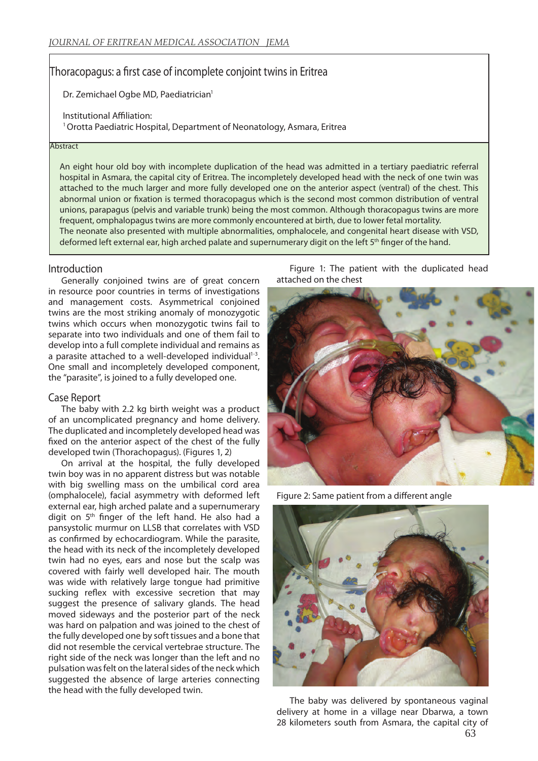# Thoracopagus: a first case of incomplete conjoint twins in Eritrea

Dr. Zemichael Ogbe MD, Paediatrician[1]

Institutional Affiliation:
[1] Orotta Paediatric Hospital, Department of Neonatology, Asmara, Eritrea

## Abstract

An eight hour old boy with incomplete duplication of the head was admitted in a tertiary paediatric referral hospital in Asmara, the capital city of Eritrea. The incompletely developed head with the neck of one twin was attached to the much larger and more fully developed one on the anterior aspect (ventral) of the chest. This abnormal union or fixation is termed thoracopagus which is the second most common distribution of ventral unions, parapagus (pelvis and variable trunk) being the most common. Although thoracopagus twins are more frequent, omphalopagus twins are more commonly encountered at birth, due to lower fetal mortality.
The neonate also presented with multiple abnormalities, omphalocele, and congenital heart disease with VSD, deformed left external ear, high arched palate and supernumerary digit on the left 5th finger of the hand.

## Introduction

Generally conjoined twins are of great concern in resource poor countries in terms of investigations and management costs. Asymmetrical conjoined twins are the most striking anomaly of monozygotic twins which occurs when monozygotic twins fail to separate into two individuals and one of them fail to develop into a full complete individual and remains as a parasite attached to a well-developed individual[1-3]. One small and incompletely developed component, the "parasite", is joined to a fully developed one.

## Case Report

The baby with 2.2 kg birth weight was a product of an uncomplicated pregnancy and home delivery. The duplicated and incompletely developed head was fixed on the anterior aspect of the chest of the fully developed twin (Thorachopagus). (Figures 1, 2)

On arrival at the hospital, the fully developed twin boy was in no apparent distress but was notable with big swelling mass on the umbilical cord area (omphalocele), facial asymmetry with deformed left external ear, high arched palate and a supernumerary digit on 5th finger of the left hand. He also had a pansystolic murmur on LLSB that correlates with VSD as confirmed by echocardiogram. While the parasite, the head with its neck of the incompletely developed twin had no eyes, ears and nose but the scalp was covered with fairly well developed hair. The mouth was wide with relatively large tongue had primitive sucking reflex with excessive secretion that may suggest the presence of salivary glands. The head moved sideways and the posterior part of the neck was hard on palpation and was joined to the chest of the fully developed one by soft tissues and a bone that did not resemble the cervical vertebrae structure. The right side of the neck was longer than the left and no pulsation was felt on the lateral sides of the neck which suggested the absence of large arteries connecting the head with the fully developed twin.

Figure 1: The patient with the duplicated head attached on the chest

Figure 2: Same patient from a different angle

The baby was delivered by spontaneous vaginal delivery at home in a village near Dbarwa, a town 28 kilometers south from Asmara, the capital city of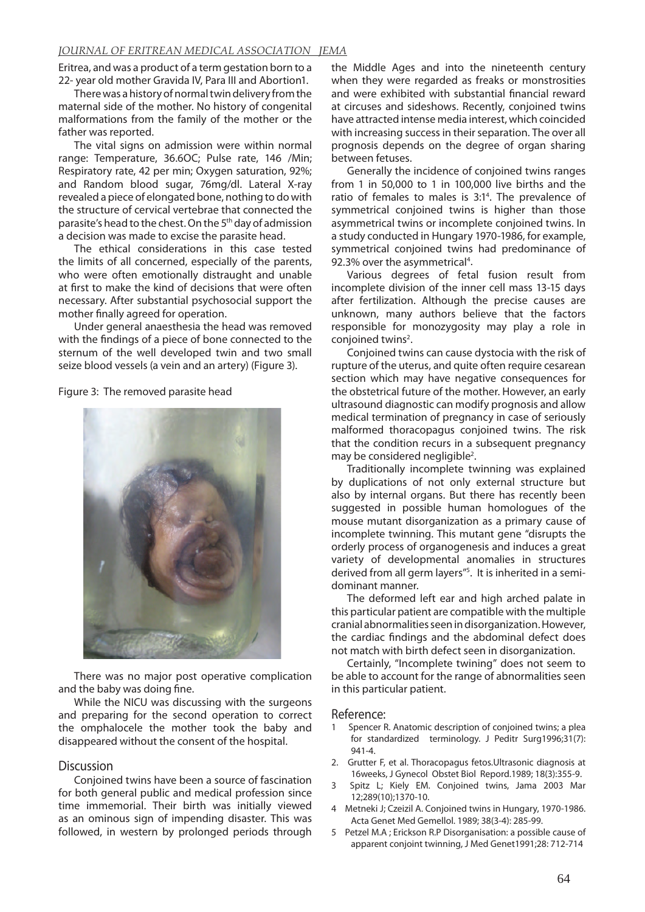Eritrea, and was a product of a term gestation born to a 22- year old mother Gravida IV, Para III and Abortion1.

There was a history of normal twin delivery from the maternal side of the mother. No history of congenital malformations from the family of the mother or the father was reported.

The vital signs on admission were within normal range: Temperature, 36.6OC; Pulse rate, 146 /Min; Respiratory rate, 42 per min; Oxygen saturation, 92%; and Random blood sugar, 76mg/dl. Lateral X-ray revealed a piece of elongated bone, nothing to do with the structure of cervical vertebrae that connected the parasite's head to the chest. On the 5th day of admission a decision was made to excise the parasite head.

The ethical considerations in this case tested the limits of all concerned, especially of the parents, who were often emotionally distraught and unable at first to make the kind of decisions that were often necessary. After substantial psychosocial support the mother finally agreed for operation.

Under general anaesthesia the head was removed with the findings of a piece of bone connected to the sternum of the well developed twin and two small seize blood vessels (a vein and an artery) (Figure 3).

Figure 3: The removed parasite head

There was no major post operative complication and the baby was doing fine.

While the NICU was discussing with the surgeons and preparing for the second operation to correct the omphalocele the mother took the baby and disappeared without the consent of the hospital.

## Discussion

Conjoined twins have been a source of fascination for both general public and medical profession since time immemorial. Their birth was initially viewed as an ominous sign of impending disaster. This was followed, in western by prolonged periods through the Middle Ages and into the nineteenth century when they were regarded as freaks or monstrosities and were exhibited with substantial financial reward at circuses and sideshows. Recently, conjoined twins have attracted intense media interest, which coincided with increasing success in their separation. The over all prognosis depends on the degree of organ sharing between fetuses.

Generally the incidence of conjoined twins ranges from 1 in 50,000 to 1 in 100,000 live births and the ratio of females to males is 3:1[4]. The prevalence of symmetrical conjoined twins is higher than those asymmetrical twins or incomplete conjoined twins. In a study conducted in Hungary 1970-1986, for example, symmetrical conjoined twins had predominance of 92.3% over the asymmetrical[4].

Various degrees of fetal fusion result from incomplete division of the inner cell mass 13-15 days after fertilization. Although the precise causes are unknown, many authors believe that the factors responsible for monozygosity may play a role in conjoined twins[2].

Conjoined twins can cause dystocia with the risk of rupture of the uterus, and quite often require cesarean section which may have negative consequences for the obstetrical future of the mother. However, an early ultrasound diagnostic can modify prognosis and allow medical termination of pregnancy in case of seriously malformed thoracopagus conjoined twins. The risk that the condition recurs in a subsequent pregnancy may be considered negligible[2].

Traditionally incomplete twinning was explained by duplications of not only external structure but also by internal organs. But there has recently been suggested in possible human homologues of the mouse mutant disorganization as a primary cause of incomplete twinning. This mutant gene "disrupts the orderly process of organogenesis and induces a great variety of developmental anomalies in structures derived from all germ layers"[5]. It is inherited in a semi-dominant manner.

The deformed left ear and high arched palate in this particular patient are compatible with the multiple cranial abnormalities seen in disorganization. However, the cardiac findings and the abdominal defect does not match with birth defect seen in disorganization.

Certainly, "Incomplete twining" does not seem to be able to account for the range of abnormalities seen in this particular patient.

## Reference:

1. Spencer R. Anatomic description of conjoined twins; a plea for standardized terminology. J Peditr Surg1996;31(7): 941-4.
2. Grutter F, et al. Thoracopagus fetos.Ultrasonic diagnosis at 16weeks, J Gynecol Obstet Biol Repord.1989; 18(3):355-9.
3. Spitz L; Kiely EM. Conjoined twins, Jama 2003 Mar 12;289(10);1370-10.
4. Metneki J; Czeizil A. Conjoined twins in Hungary, 1970-1986. Acta Genet Med Gemellol. 1989; 38(3-4): 285-99.
5. Petzel M.A ; Erickson R.P Disorganisation: a possible cause of apparent conjoint twinning, J Med Genet1991;28: 712-714